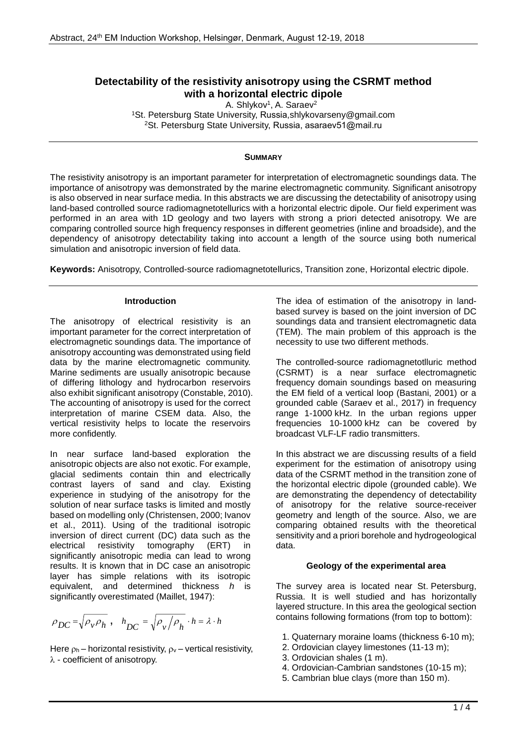# Detectability of the resistivity anisotropy using the CSRMT method with a horizontal electric dipole

A. Shlykov[1], A. Saraev[2]

[1]St. Petersburg State University, Russia,shlykovarseny@gmail.com

[2]St. Petersburg State University, Russia, asaraev51@mail.ru

## SUMMARY

The resistivity anisotropy is an important parameter for interpretation of electromagnetic soundings data. The importance of anisotropy was demonstrated by the marine electromagnetic community. Significant anisotropy is also observed in near surface media. In this abstracts we are discussing the detectability of anisotropy using land-based controlled source radiomagnetotellurics with a horizontal electric dipole. Our field experiment was performed in an area with 1D geology and two layers with strong a priori detected anisotropy. We are comparing controlled source high frequency responses in different geometries (inline and broadside), and the dependency of anisotropy detectability taking into account a length of the source using both numerical simulation and anisotropic inversion of field data.

**Keywords:** Anisotropy, Controlled-source radiomagnetotellurics, Transition zone, Horizontal electric dipole.

### Introduction

The anisotropy of electrical resistivity is an important parameter for the correct interpretation of electromagnetic soundings data. The importance of anisotropy accounting was demonstrated using field data by the marine electromagnetic community. Marine sediments are usually anisotropic because of differing lithology and hydrocarbon reservoirs also exhibit significant anisotropy (Constable, 2010). The accounting of anisotropy is used for the correct interpretation of marine CSEM data. Also, the vertical resistivity helps to locate the reservoirs more confidently.

In near surface land-based exploration the anisotropic objects are also not exotic. For example, glacial sediments contain thin and electrically contrast layers of sand and clay. Existing experience in studying of the anisotropy for the solution of near surface tasks is limited and mostly based on modelling only (Christensen, 2000; Ivanov et al., 2011). Using of the traditional isotropic inversion of direct current (DC) data such as the electrical resistivity tomography (ERT) in significantly anisotropic media can lead to wrong results. It is known that in DC case an anisotropic layer has simple relations with its isotropic equivalent, and determined thickness $h$ is significantly overestimated (Maillet, 1947):

$$\rho_{DC} = \sqrt{\rho_v \rho_h}\ , \quad h_{DC} = \sqrt{\rho_v / \rho_h} \cdot h = \lambda \cdot h$$

Here $\rho_h$ – horizontal resistivity, $\rho_v$ – vertical resistivity, $\lambda$ - coefficient of anisotropy.

The idea of estimation of the anisotropy in land-based survey is based on the joint inversion of DC soundings data and transient electromagnetic data (TEM). The main problem of this approach is the necessity to use two different methods.

The controlled-source radiomagnetotlluric method (CSRMT) is a near surface electromagnetic frequency domain soundings based on measuring the EM field of a vertical loop (Bastani, 2001) or a grounded cable (Saraev et al., 2017) in frequency range 1-1000 kHz. In the urban regions upper frequencies 10-1000 kHz can be covered by broadcast VLF-LF radio transmitters.

In this abstract we are discussing results of a field experiment for the estimation of anisotropy using data of the CSRMT method in the transition zone of the horizontal electric dipole (grounded cable). We are demonstrating the dependency of detectability of anisotropy for the relative source-receiver geometry and length of the source. Also, we are comparing obtained results with the theoretical sensitivity and a priori borehole and hydrogeological data.

### Geology of the experimental area

The survey area is located near St. Petersburg, Russia. It is well studied and has horizontally layered structure. In this area the geological section contains following formations (from top to bottom):

1. Quaternary moraine loams (thickness 6-10 m);
2. Ordovician clayey limestones (11-13 m);
3. Ordovician shales (1 m).
4. Ordovician-Cambrian sandstones (10-15 m);
5. Cambrian blue clays (more than 150 m).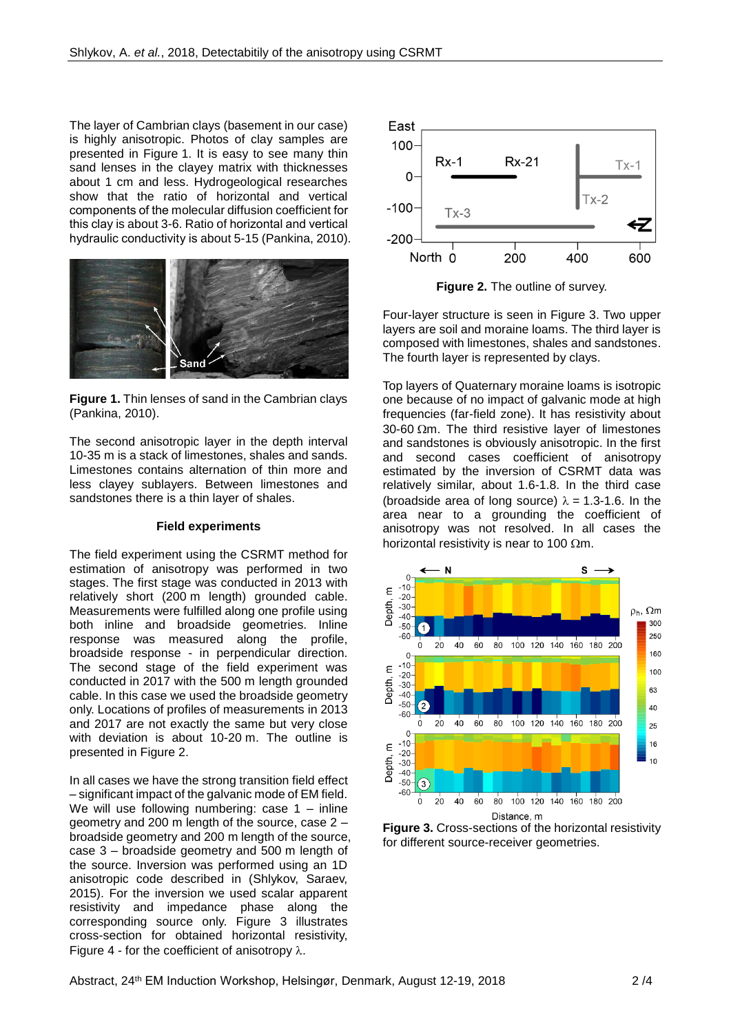The layer of Cambrian clays (basement in our case) is highly anisotropic. Photos of clay samples are presented in Figure 1. It is easy to see many thin sand lenses in the clayey matrix with thicknesses about 1 cm and less. Hydrogeological researches show that the ratio of horizontal and vertical components of the molecular diffusion coefficient for this clay is about 3-6. Ratio of horizontal and vertical hydraulic conductivity is about 5-15 (Pankina, 2010).

Sand

**Figure 1.** Thin lenses of sand in the Cambrian clays (Pankina, 2010).

The second anisotropic layer in the depth interval 10-35 m is a stack of limestones, shales and sands. Limestones contains alternation of thin more and less clayey sublayers. Between limestones and sandstones there is a thin layer of shales.

### Field experiments

The field experiment using the CSRMT method for estimation of anisotropy was performed in two stages. The first stage was conducted in 2013 with relatively short (200 m length) grounded cable. Measurements were fulfilled along one profile using both inline and broadside geometries. Inline response was measured along the profile, broadside response - in perpendicular direction. The second stage of the field experiment was conducted in 2017 with the 500 m length grounded cable. In this case we used the broadside geometry only. Locations of profiles of measurements in 2013 and 2017 are not exactly the same but very close with deviation is about 10-20 m. The outline is presented in Figure 2.

In all cases we have the strong transition field effect – significant impact of the galvanic mode of EM field. We will use following numbering: case 1 – inline geometry and 200 m length of the source, case 2 – broadside geometry and 200 m length of the source, case 3 – broadside geometry and 500 m length of the source. Inversion was performed using an 1D anisotropic code described in (Shlykov, Saraev, 2015). For the inversion we used scalar apparent resistivity and impedance phase along the corresponding source only. Figure 3 illustrates cross-section for obtained horizontal resistivity, Figure 4 - for the coefficient of anisotropy $\lambda$.

East
100
0
-100
-200
North 0 200 400 600
Rx-1 Rx-21 Tx-1 Tx-2 Tx-3

**Figure 2.** The outline of survey.

Four-layer structure is seen in Figure 3. Two upper layers are soil and moraine loams. The third layer is composed with limestones, shales and sandstones. The fourth layer is represented by clays.

Top layers of Quaternary moraine loams is isotropic one because of no impact of galvanic mode at high frequencies (far-field zone). It has resistivity about 30-60 $\Omega$m. The third resistive layer of limestones and sandstones is obviously anisotropic. In the first and second cases coefficient of anisotropy estimated by the inversion of CSRMT data was relatively similar, about 1.6-1.8. In the third case (broadside area of long source) $\lambda$ = 1.3-1.6. In the area near to a grounding the coefficient of anisotropy was not resolved. In all cases the horizontal resistivity is near to 100 $\Omega$m.

N S
Depth, m
0 -10 -20 -30 -40 -50 -60
0 20 40 60 80 100 120 140 160 180 200
Distance, m
$\rho_h$, $\Omega$m
300 250 160 100 63 40 25 16 10

**Figure 3.** Cross-sections of the horizontal resistivity for different source-receiver geometries.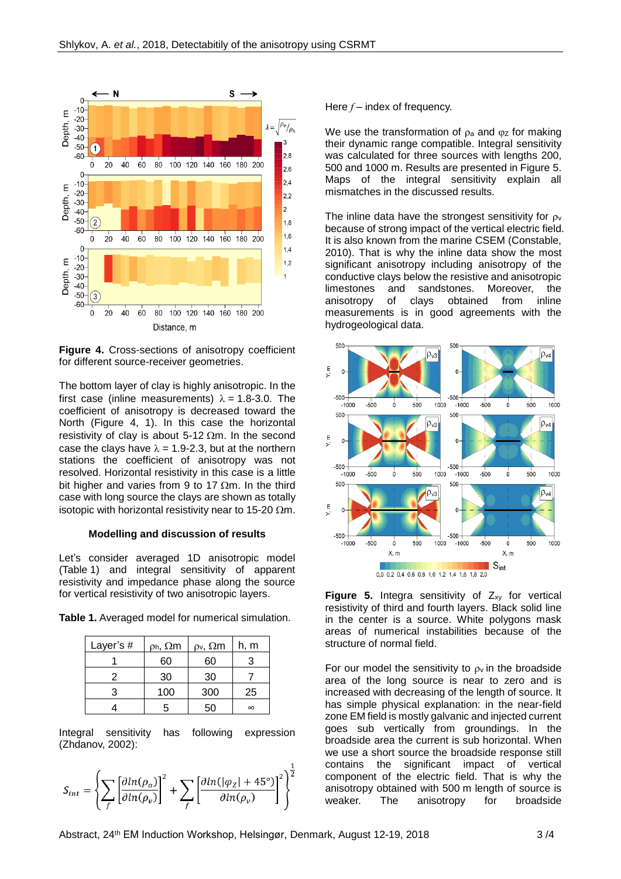← N S →

Depth, m

0 -10 -20 -30 -40 -50 -60

1

0 20 40 60 80 100 120 140 160 180 200

2

3

Distance, m

$\lambda = \sqrt{\rho_v/\rho_h}$

3 2,8 2,6 2,4 2,2 2 1,8 1,6 1,4 1,2 1

**Figure 4.** Cross-sections of anisotropy coefficient for different source-receiver geometries.

The bottom layer of clay is highly anisotropic. In the first case (inline measurements) $\lambda$ = 1.8-3.0. The coefficient of anisotropy is decreased toward the North (Figure 4, 1). In this case the horizontal resistivity of clay is about 5-12 Ωm. In the second case the clays have $\lambda$ = 1.9-2.3, but at the northern stations the coefficient of anisotropy was not resolved. Horizontal resistivity in this case is a little bit higher and varies from 9 to 17 Ωm. In the third case with long source the clays are shown as totally isotropic with horizontal resistivity near to 15-20 Ωm.

### Modelling and discussion of results

Let's consider averaged 1D anisotropic model (Table 1) and integral sensitivity of apparent resistivity and impedance phase along the source for vertical resistivity of two anisotropic layers.

**Table 1.** Averaged model for numerical simulation.

| Layer's # | $\rho_h$, Ωm | $\rho_v$, Ωm | h, m |
|---|---|---|---|
| 1 | 60 | 60 | 3 |
| 2 | 30 | 30 | 7 |
| 3 | 100 | 300 | 25 |
| 4 | 5 | 50 | ∞ |

Integral sensitivity has following expression (Zhdanov, 2002):

$$S_{int} = \left\{ \sum_f \left[ \frac{\partial ln(\rho_a)}{\partial ln(\rho_v)} \right]^2 + \sum_f \left[ \frac{\partial ln(|\varphi_Z| + 45°)}{\partial ln(\rho_v)} \right]^2 \right\}^{\frac{1}{2}}$$

Here $f$ – index of frequency.

We use the transformation of $\rho_a$ and $\varphi_Z$ for making their dynamic range compatible. Integral sensitivity was calculated for three sources with lengths 200, 500 and 1000 m. Results are presented in Figure 5. Maps of the integral sensitivity explain all mismatches in the discussed results.

The inline data have the strongest sensitivity for $\rho_v$ because of strong impact of the vertical electric field. It is also known from the marine CSEM (Constable, 2010). That is why the inline data show the most significant anisotropy including anisotropy of the conductive clays below the resistive and anisotropic limestones and sandstones. Moreover, the anisotropy of clays obtained from inline measurements is in good agreements with the hydrogeological data.

$\rho_{v3}$ $\rho_{v4}$

Y, m

500 0 -500

-1000 -500 0 500 1000

X, m

$S_{int}$

0,0 0,2 0,4 0,6 0,8 1,0 1,2 1,4 1,6 1,8 2,0

**Figure 5.** Integra sensitivity of $Z_{xy}$ for vertical resistivity of third and fourth layers. Black solid line in the center is a source. White polygons mask areas of numerical instabilities because of the structure of normal field.

For our model the sensitivity to $\rho_v$ in the broadside area of the long source is near to zero and is increased with decreasing of the length of source. It has simple physical explanation: in the near-field zone EM field is mostly galvanic and injected current goes sub vertically from groundings. In the broadside area the current is sub horizontal. When we use a short source the broadside response still contains the significant impact of vertical component of the electric field. That is why the anisotropy obtained with 500 m length of source is weaker. The anisotropy for broadside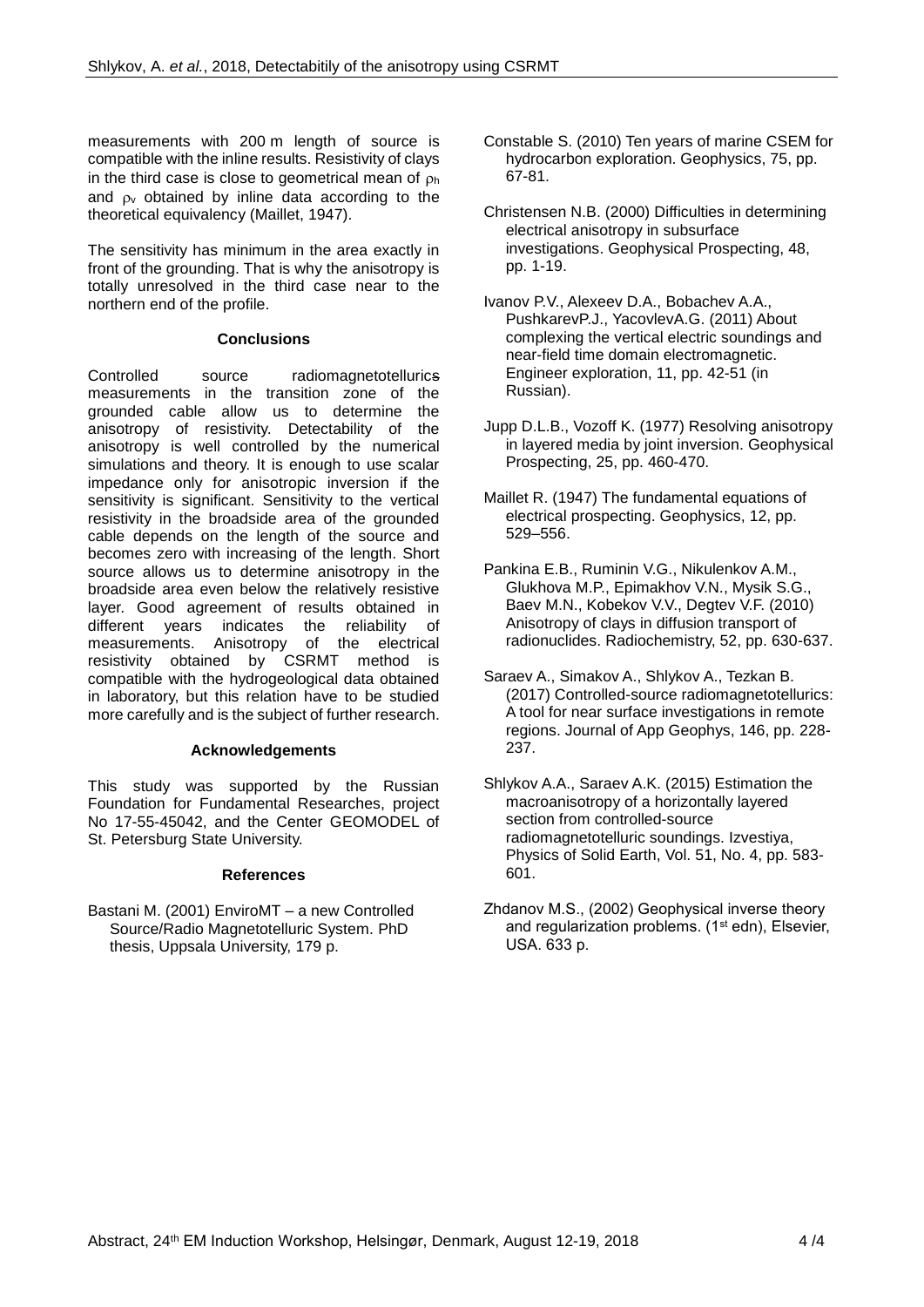measurements with 200 m length of source is compatible with the inline results. Resistivity of clays in the third case is close to geometrical mean of $\rho_h$ and $\rho_v$ obtained by inline data according to the theoretical equivalency (Maillet, 1947).

The sensitivity has minimum in the area exactly in front of the grounding. That is why the anisotropy is totally unresolved in the third case near to the northern end of the profile.

### Conclusions

Controlled source radiomagnetotellurics measurements in the transition zone of the grounded cable allow us to determine the anisotropy of resistivity. Detectability of the anisotropy is well controlled by the numerical simulations and theory. It is enough to use scalar impedance only for anisotropic inversion if the sensitivity is significant. Sensitivity to the vertical resistivity in the broadside area of the grounded cable depends on the length of the source and becomes zero with increasing of the length. Short source allows us to determine anisotropy in the broadside area even below the relatively resistive layer. Good agreement of results obtained in different years indicates the reliability of measurements. Anisotropy of the electrical resistivity obtained by CSRMT method is compatible with the hydrogeological data obtained in laboratory, but this relation have to be studied more carefully and is the subject of further research.

### Acknowledgements

This study was supported by the Russian Foundation for Fundamental Researches, project No 17-55-45042, and the Center GEOMODEL of St. Petersburg State University.

### References

Bastani M. (2001) EnviroMT – a new Controlled Source/Radio Magnetotelluric System. PhD thesis, Uppsala University, 179 p.

Constable S. (2010) Ten years of marine CSEM for hydrocarbon exploration. Geophysics, 75, pp. 67-81.

Christensen N.B. (2000) Difficulties in determining electrical anisotropy in subsurface investigations. Geophysical Prospecting, 48, pp. 1-19.

Ivanov P.V., Alexeev D.A., Bobachev A.A., PushkarevP.J., YacovlevA.G. (2011) About complexing the vertical electric soundings and near-field time domain electromagnetic. Engineer exploration, 11, pp. 42-51 (in Russian).

Jupp D.L.B., Vozoff K. (1977) Resolving anisotropy in layered media by joint inversion. Geophysical Prospecting, 25, pp. 460-470.

Maillet R. (1947) The fundamental equations of electrical prospecting. Geophysics, 12, pp. 529–556.

Pankina E.B., Ruminin V.G., Nikulenkov A.M., Glukhova M.P., Epimakhov V.N., Mysik S.G., Baev M.N., Kobekov V.V., Degtev V.F. (2010) Anisotropy of clays in diffusion transport of radionuclides. Radiochemistry, 52, pp. 630-637.

Saraev A., Simakov A., Shlykov A., Tezkan B. (2017) Controlled-source radiomagnetotellurics: A tool for near surface investigations in remote regions. Journal of App Geophys, 146, pp. 228-237.

Shlykov A.A., Saraev A.K. (2015) Estimation the macroanisotropy of a horizontally layered section from controlled-source radiomagnetotelluric soundings. Izvestiya, Physics of Solid Earth, Vol. 51, No. 4, pp. 583-601.

Zhdanov M.S., (2002) Geophysical inverse theory and regularization problems. (1st edn), Elsevier, USA. 633 p.